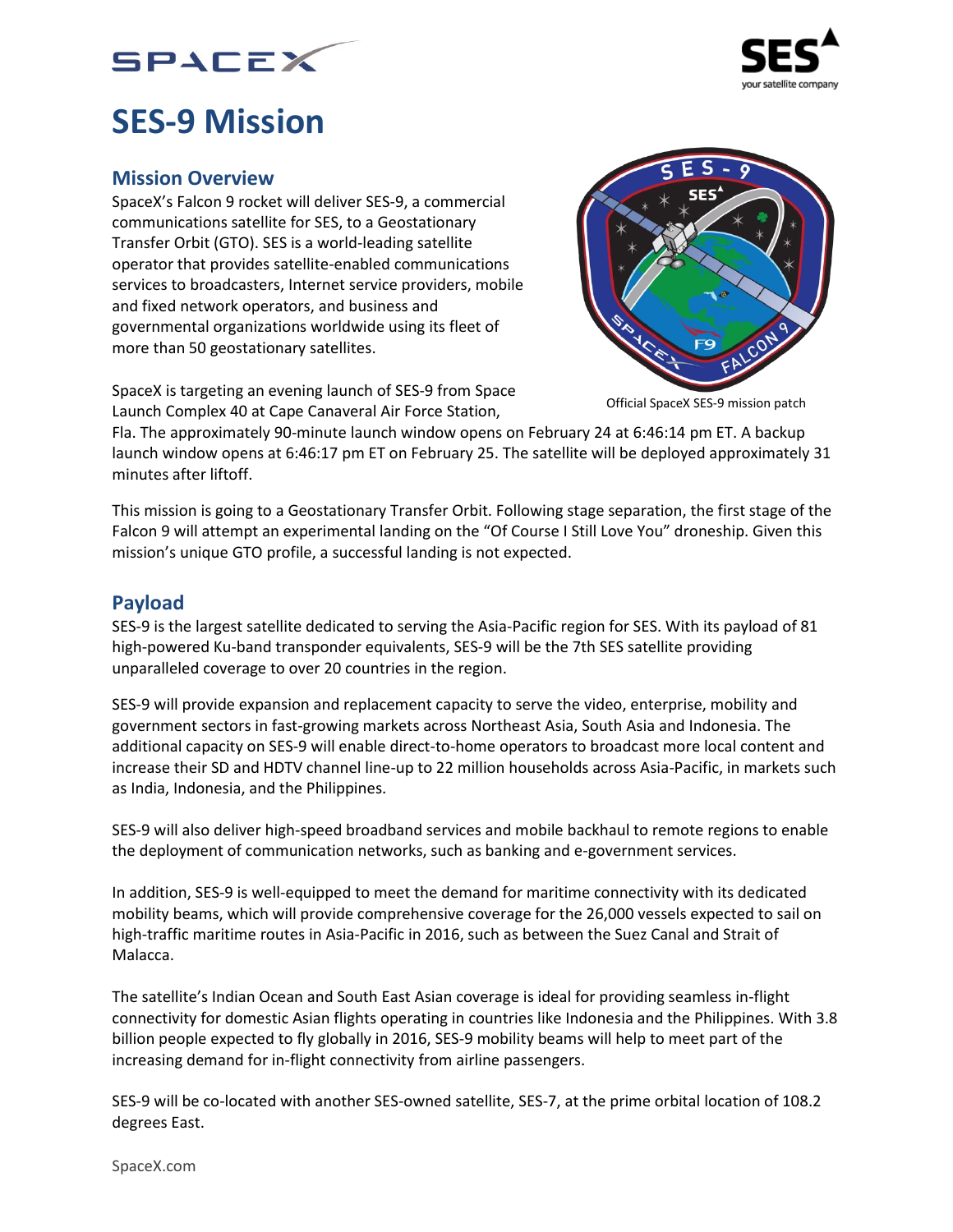# SES-9 Mission

## Mission Overview

SpaceX's Falcon 9 rocket will deliver SES-9, a commercial communications satellite for SES, to a Geostationary Transfer Orbit (GTO). SES is a world-leading satellite operator that provides satellite-enabled communications services to broadcasters, Internet service providers, mobile and fixed network operators, and business and governmental organizations worldwide using its fleet of more than 50 geostationary satellites.

Official SpaceX SES-9 mission patch

SpaceX is targeting an evening launch of SES-9 from Space Launch Complex 40 at Cape Canaveral Air Force Station, Fla. The approximately 90-minute launch window opens on February 24 at 6:46:14 pm ET. A backup launch window opens at 6:46:17 pm ET on February 25. The satellite will be deployed approximately 31 minutes after liftoff.

This mission is going to a Geostationary Transfer Orbit. Following stage separation, the first stage of the Falcon 9 will attempt an experimental landing on the "Of Course I Still Love You" droneship. Given this mission's unique GTO profile, a successful landing is not expected.

## Payload

SES-9 is the largest satellite dedicated to serving the Asia-Pacific region for SES. With its payload of 81 high-powered Ku-band transponder equivalents, SES-9 will be the 7th SES satellite providing unparalleled coverage to over 20 countries in the region.

SES-9 will provide expansion and replacement capacity to serve the video, enterprise, mobility and government sectors in fast-growing markets across Northeast Asia, South Asia and Indonesia. The additional capacity on SES-9 will enable direct-to-home operators to broadcast more local content and increase their SD and HDTV channel line-up to 22 million households across Asia-Pacific, in markets such as India, Indonesia, and the Philippines.

SES-9 will also deliver high-speed broadband services and mobile backhaul to remote regions to enable the deployment of communication networks, such as banking and e-government services.

In addition, SES-9 is well-equipped to meet the demand for maritime connectivity with its dedicated mobility beams, which will provide comprehensive coverage for the 26,000 vessels expected to sail on high-traffic maritime routes in Asia-Pacific in 2016, such as between the Suez Canal and Strait of Malacca.

The satellite's Indian Ocean and South East Asian coverage is ideal for providing seamless in-flight connectivity for domestic Asian flights operating in countries like Indonesia and the Philippines. With 3.8 billion people expected to fly globally in 2016, SES-9 mobility beams will help to meet part of the increasing demand for in-flight connectivity from airline passengers.

SES-9 will be co-located with another SES-owned satellite, SES-7, at the prime orbital location of 108.2 degrees East.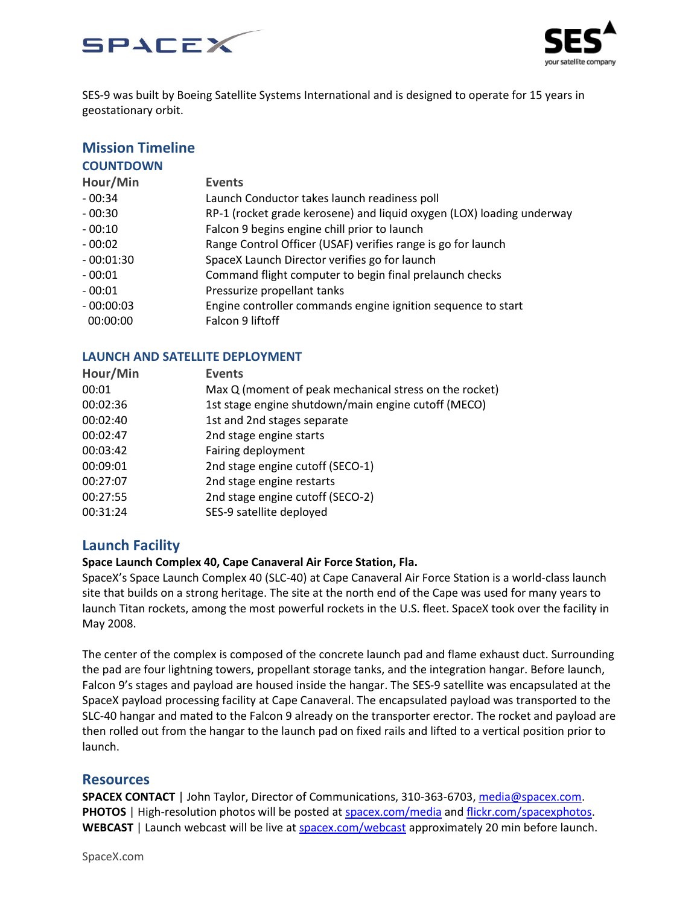SES-9 was built by Boeing Satellite Systems International and is designed to operate for 15 years in geostationary orbit.

## Mission Timeline

### COUNTDOWN

| Hour/Min | Events |
|---|---|
| - 00:34 | Launch Conductor takes launch readiness poll |
| - 00:30 | RP-1 (rocket grade kerosene) and liquid oxygen (LOX) loading underway |
| - 00:10 | Falcon 9 begins engine chill prior to launch |
| - 00:02 | Range Control Officer (USAF) verifies range is go for launch |
| - 00:01:30 | SpaceX Launch Director verifies go for launch |
| - 00:01 | Command flight computer to begin final prelaunch checks |
| - 00:01 | Pressurize propellant tanks |
| - 00:00:03 | Engine controller commands engine ignition sequence to start |
| 00:00:00 | Falcon 9 liftoff |

### LAUNCH AND SATELLITE DEPLOYMENT

| Hour/Min | Events |
|---|---|
| 00:01 | Max Q (moment of peak mechanical stress on the rocket) |
| 00:02:36 | 1st stage engine shutdown/main engine cutoff (MECO) |
| 00:02:40 | 1st and 2nd stages separate |
| 00:02:47 | 2nd stage engine starts |
| 00:03:42 | Fairing deployment |
| 00:09:01 | 2nd stage engine cutoff (SECO-1) |
| 00:27:07 | 2nd stage engine restarts |
| 00:27:55 | 2nd stage engine cutoff (SECO-2) |
| 00:31:24 | SES-9 satellite deployed |

## Launch Facility

**Space Launch Complex 40, Cape Canaveral Air Force Station, Fla.**

SpaceX's Space Launch Complex 40 (SLC-40) at Cape Canaveral Air Force Station is a world-class launch site that builds on a strong heritage. The site at the north end of the Cape was used for many years to launch Titan rockets, among the most powerful rockets in the U.S. fleet. SpaceX took over the facility in May 2008.

The center of the complex is composed of the concrete launch pad and flame exhaust duct. Surrounding the pad are four lightning towers, propellant storage tanks, and the integration hangar. Before launch, Falcon 9's stages and payload are housed inside the hangar. The SES-9 satellite was encapsulated at the SpaceX payload processing facility at Cape Canaveral. The encapsulated payload was transported to the SLC-40 hangar and mated to the Falcon 9 already on the transporter erector. The rocket and payload are then rolled out from the hangar to the launch pad on fixed rails and lifted to a vertical position prior to launch.

## Resources

**SPACEX CONTACT** | John Taylor, Director of Communications, 310-363-6703, media@spacex.com.
**PHOTOS** | High-resolution photos will be posted at spacex.com/media and flickr.com/spacexphotos.
**WEBCAST** | Launch webcast will be live at spacex.com/webcast approximately 20 min before launch.